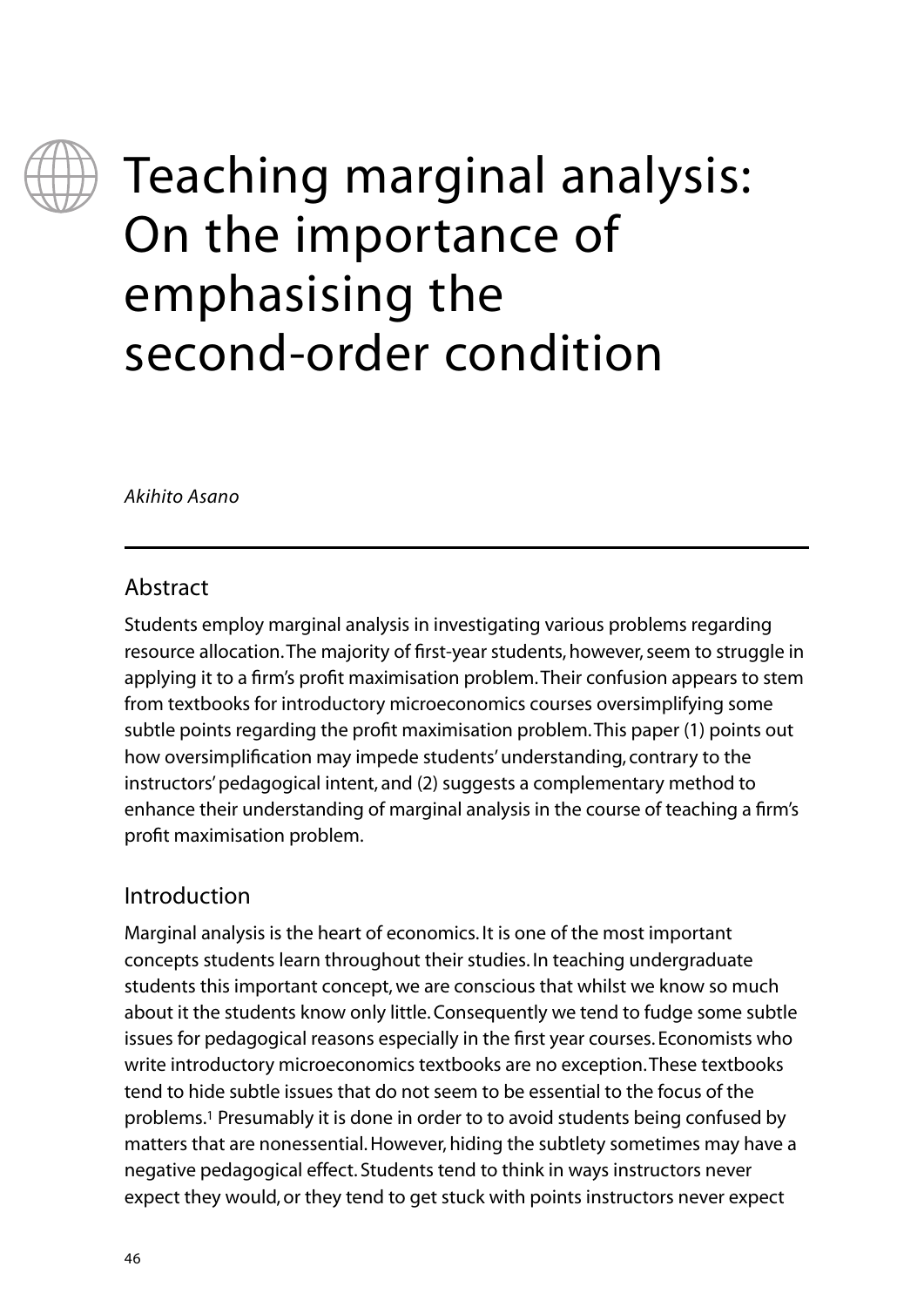# Teaching marginal analysis: On the importance of emphasising the second-order condition

*Akihito Asano*

## Abstract

Students employ marginal analysis in investigating various problems regarding resource allocation. The majority of first-year students, however, seem to struggle in applying it to a firm's profit maximisation problem. Their confusion appears to stem from textbooks for introductory microeconomics courses oversimplifying some subtle points regarding the profit maximisation problem. This paper (1) points out how oversimplification may impede students' understanding, contrary to the instructors' pedagogical intent, and (2) suggests a complementary method to enhance their understanding of marginal analysis in the course of teaching a firm's profit maximisation problem.

## Introduction

Marginal analysis is the heart of economics. It is one of the most important concepts students learn throughout their studies. In teaching undergraduate students this important concept, we are conscious that whilst we know so much about it the students know only little. Consequently we tend to fudge some subtle issues for pedagogical reasons especially in the first year courses. Economists who write introductory microeconomics textbooks are no exception. These textbooks tend to hide subtle issues that do not seem to be essential to the focus of the problems.[1] Presumably it is done in order to to avoid students being confused by matters that are nonessential. However, hiding the subtlety sometimes may have a negative pedagogical effect. Students tend to think in ways instructors never expect they would, or they tend to get stuck with points instructors never expect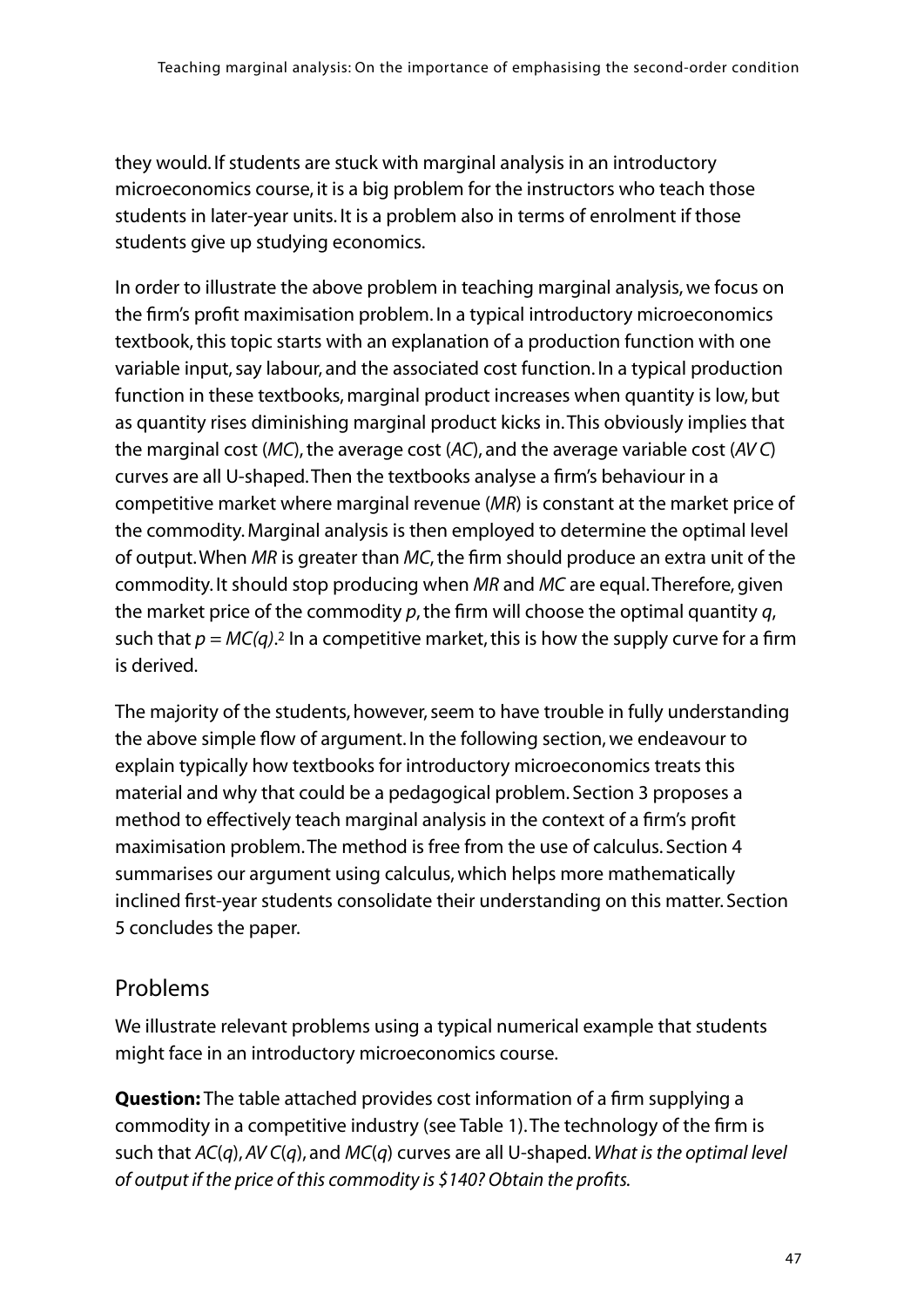they would. If students are stuck with marginal analysis in an introductory microeconomics course, it is a big problem for the instructors who teach those students in later-year units. It is a problem also in terms of enrolment if those students give up studying economics.

In order to illustrate the above problem in teaching marginal analysis, we focus on the firm's profit maximisation problem. In a typical introductory microeconomics textbook, this topic starts with an explanation of a production function with one variable input, say labour, and the associated cost function. In a typical production function in these textbooks, marginal product increases when quantity is low, but as quantity rises diminishing marginal product kicks in. This obviously implies that the marginal cost (*MC*), the average cost (*AC*), and the average variable cost (*AV C*) curves are all U-shaped. Then the textbooks analyse a firm's behaviour in a competitive market where marginal revenue (*MR*) is constant at the market price of the commodity. Marginal analysis is then employed to determine the optimal level of output. When *MR* is greater than *MC*, the firm should produce an extra unit of the commodity. It should stop producing when *MR* and *MC* are equal. Therefore, given the market price of the commodity $p$, the firm will choose the optimal quantity $q$, such that $p = MC(q)$.[2] In a competitive market, this is how the supply curve for a firm is derived.

The majority of the students, however, seem to have trouble in fully understanding the above simple flow of argument. In the following section, we endeavour to explain typically how textbooks for introductory microeconomics treats this material and why that could be a pedagogical problem. Section 3 proposes a method to effectively teach marginal analysis in the context of a firm's profit maximisation problem. The method is free from the use of calculus. Section 4 summarises our argument using calculus, which helps more mathematically inclined first-year students consolidate their understanding on this matter. Section 5 concludes the paper.

## Problems

We illustrate relevant problems using a typical numerical example that students might face in an introductory microeconomics course.

**Question:** The table attached provides cost information of a firm supplying a commodity in a competitive industry (see Table 1). The technology of the firm is such that $AC(q)$, $AV C(q)$, and $MC(q)$ curves are all U-shaped. *What is the optimal level of output if the price of this commodity is \$140? Obtain the profits.*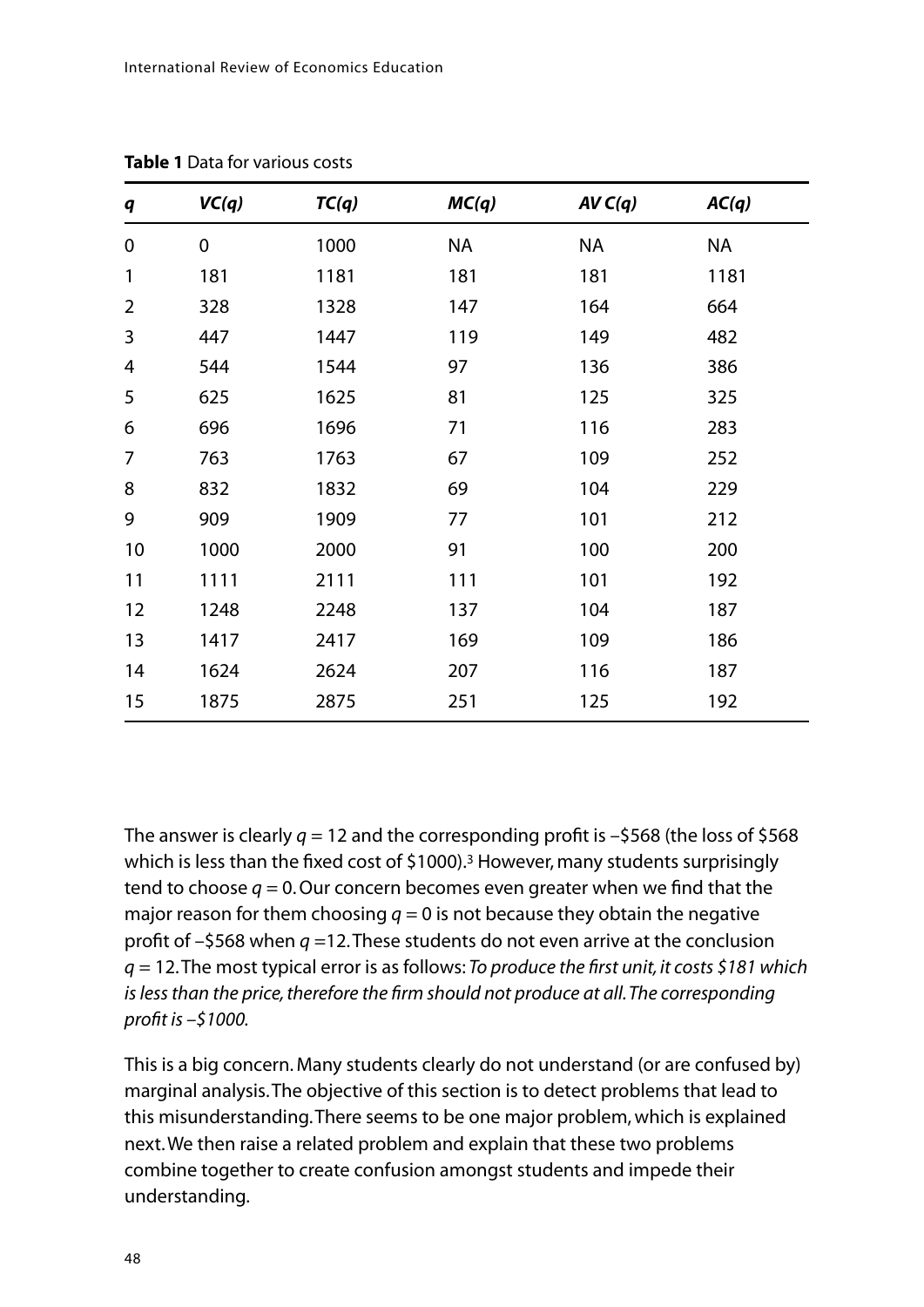**Table 1** Data for various costs

| $q$ | $VC(q)$ | $TC(q)$ | $MC(q)$ | $AVC(q)$ | $AC(q)$ |
|---|---|---|---|---|---|
| 0 | 0 | 1000 | NA | NA | NA |
| 1 | 181 | 1181 | 181 | 181 | 1181 |
| 2 | 328 | 1328 | 147 | 164 | 664 |
| 3 | 447 | 1447 | 119 | 149 | 482 |
| 4 | 544 | 1544 | 97 | 136 | 386 |
| 5 | 625 | 1625 | 81 | 125 | 325 |
| 6 | 696 | 1696 | 71 | 116 | 283 |
| 7 | 763 | 1763 | 67 | 109 | 252 |
| 8 | 832 | 1832 | 69 | 104 | 229 |
| 9 | 909 | 1909 | 77 | 101 | 212 |
| 10 | 1000 | 2000 | 91 | 100 | 200 |
| 11 | 1111 | 2111 | 111 | 101 | 192 |
| 12 | 1248 | 2248 | 137 | 104 | 187 |
| 13 | 1417 | 2417 | 169 | 109 | 186 |
| 14 | 1624 | 2624 | 207 | 116 | 187 |
| 15 | 1875 | 2875 | 251 | 125 | 192 |

The answer is clearly $q = 12$ and the corresponding profit is –\$568 (the loss of \$568 which is less than the fixed cost of \$1000).[3] However, many students surprisingly tend to choose $q = 0$. Our concern becomes even greater when we find that the major reason for them choosing $q = 0$ is not because they obtain the negative profit of –\$568 when $q = 12$. These students do not even arrive at the conclusion $q = 12$. The most typical error is as follows: *To produce the first unit, it costs \$181 which is less than the price, therefore the firm should not produce at all. The corresponding profit is –\$1000.*

This is a big concern. Many students clearly do not understand (or are confused by) marginal analysis. The objective of this section is to detect problems that lead to this misunderstanding. There seems to be one major problem, which is explained next. We then raise a related problem and explain that these two problems combine together to create confusion amongst students and impede their understanding.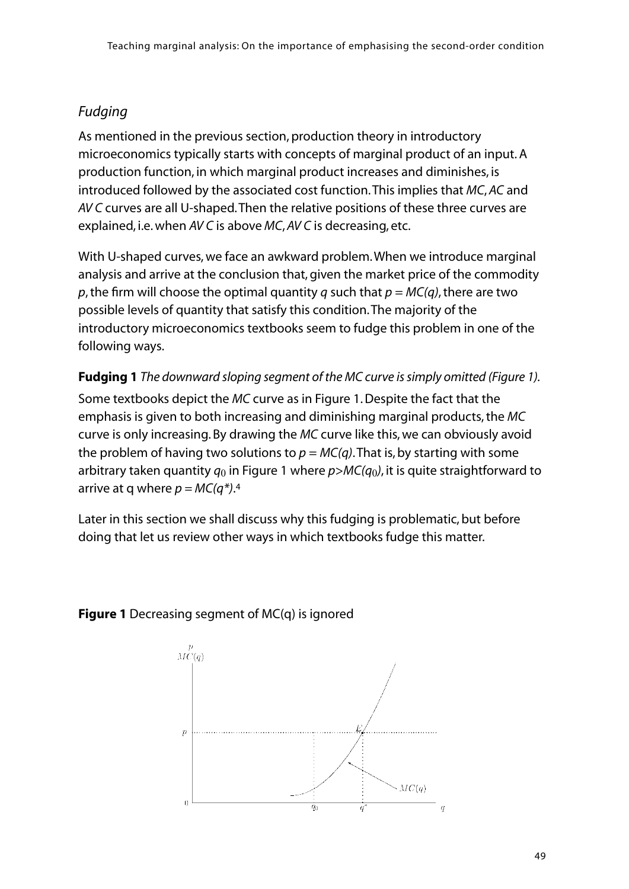## *Fudging*

As mentioned in the previous section, production theory in introductory microeconomics typically starts with concepts of marginal product of an input. A production function, in which marginal product increases and diminishes, is introduced followed by the associated cost function. This implies that *MC*, *AC* and *AV C* curves are all U-shaped. Then the relative positions of these three curves are explained, i.e. when *AV C* is above *MC*, *AV C* is decreasing, etc.

With U-shaped curves, we face an awkward problem. When we introduce marginal analysis and arrive at the conclusion that, given the market price of the commodity $p$, the firm will choose the optimal quantity $q$ such that $p = MC(q)$, there are two possible levels of quantity that satisfy this condition. The majority of the introductory microeconomics textbooks seem to fudge this problem in one of the following ways.

**Fudging 1** *The downward sloping segment of the MC curve is simply omitted (Figure 1).*

Some textbooks depict the *MC* curve as in Figure 1. Despite the fact that the emphasis is given to both increasing and diminishing marginal products, the *MC* curve is only increasing. By drawing the *MC* curve like this, we can obviously avoid the problem of having two solutions to $p = MC(q)$. That is, by starting with some arbitrary taken quantity $q_0$ in Figure 1 where $p > MC(q_0)$, it is quite straightforward to arrive at q where $p = MC(q^*)$.[4]

Later in this section we shall discuss why this fudging is problematic, but before doing that let us review other ways in which textbooks fudge this matter.

**Figure 1** Decreasing segment of MC(q) is ignored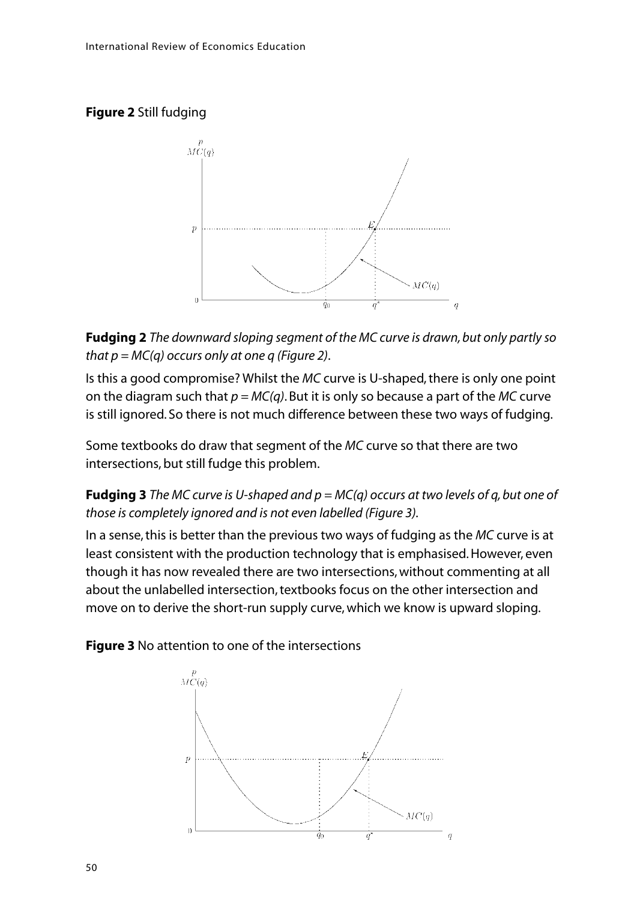**Figure 2** Still fudging

**Fudging 2** *The downward sloping segment of the MC curve is drawn, but only partly so that $p = MC(q)$ occurs only at one $q$ (Figure 2).*

Is this a good compromise? Whilst the *MC* curve is U-shaped, there is only one point on the diagram such that $p = MC(q)$. But it is only so because a part of the *MC* curve is still ignored. So there is not much difference between these two ways of fudging.

Some textbooks do draw that segment of the *MC* curve so that there are two intersections, but still fudge this problem.

**Fudging 3** *The MC curve is U-shaped and $p = MC(q)$ occurs at two levels of $q$, but one of those is completely ignored and is not even labelled (Figure 3).*

In a sense, this is better than the previous two ways of fudging as the *MC* curve is at least consistent with the production technology that is emphasised. However, even though it has now revealed there are two intersections, without commenting at all about the unlabelled intersection, textbooks focus on the other intersection and move on to derive the short-run supply curve, which we know is upward sloping.

**Figure 3** No attention to one of the intersections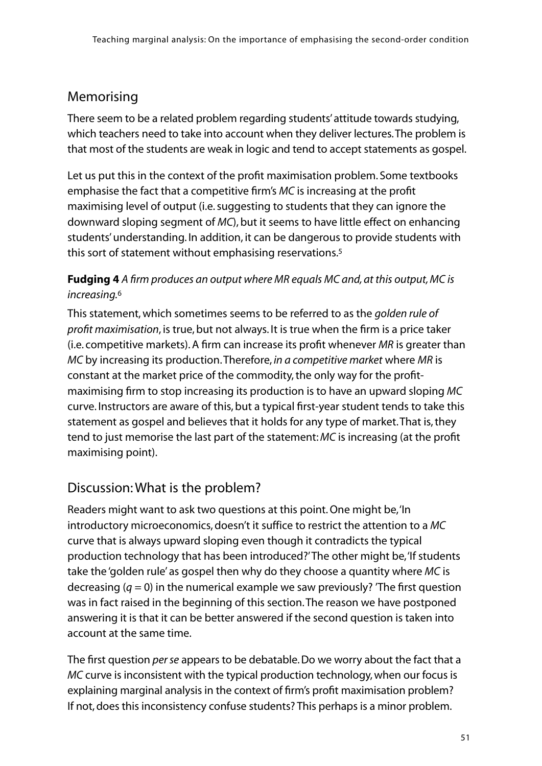## Memorising

There seem to be a related problem regarding students' attitude towards studying, which teachers need to take into account when they deliver lectures. The problem is that most of the students are weak in logic and tend to accept statements as gospel.

Let us put this in the context of the profit maximisation problem. Some textbooks emphasise the fact that a competitive firm's *MC* is increasing at the profit maximising level of output (i.e. suggesting to students that they can ignore the downward sloping segment of *MC*), but it seems to have little effect on enhancing students' understanding. In addition, it can be dangerous to provide students with this sort of statement without emphasising reservations.[5]

**Fudging 4** *A firm produces an output where MR equals MC and, at this output, MC is increasing.*[6]

This statement, which sometimes seems to be referred to as the *golden rule of profit maximisation*, is true, but not always. It is true when the firm is a price taker (i.e. competitive markets). A firm can increase its profit whenever *MR* is greater than *MC* by increasing its production. Therefore, *in a competitive market* where *MR* is constant at the market price of the commodity, the only way for the profit-maximising firm to stop increasing its production is to have an upward sloping *MC* curve. Instructors are aware of this, but a typical first-year student tends to take this statement as gospel and believes that it holds for any type of market. That is, they tend to just memorise the last part of the statement: *MC* is increasing (at the profit maximising point).

## Discussion: What is the problem?

Readers might want to ask two questions at this point. One might be, 'In introductory microeconomics, doesn't it suffice to restrict the attention to a *MC* curve that is always upward sloping even though it contradicts the typical production technology that has been introduced?' The other might be, 'If students take the 'golden rule' as gospel then why do they choose a quantity where *MC* is decreasing ($q = 0$) in the numerical example we saw previously? 'The first question was in fact raised in the beginning of this section. The reason we have postponed answering it is that it can be better answered if the second question is taken into account at the same time.

The first question *per se* appears to be debatable. Do we worry about the fact that a *MC* curve is inconsistent with the typical production technology, when our focus is explaining marginal analysis in the context of firm's profit maximisation problem? If not, does this inconsistency confuse students? This perhaps is a minor problem.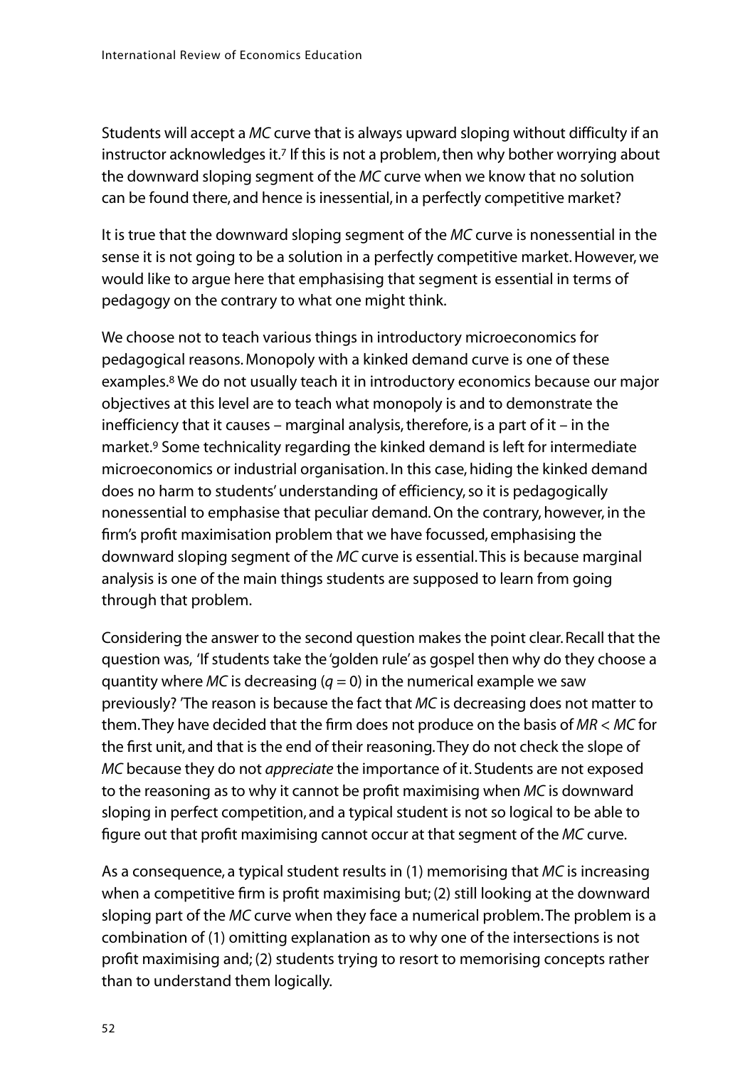Students will accept a *MC* curve that is always upward sloping without difficulty if an instructor acknowledges it.[7] If this is not a problem, then why bother worrying about the downward sloping segment of the *MC* curve when we know that no solution can be found there, and hence is inessential, in a perfectly competitive market?

It is true that the downward sloping segment of the *MC* curve is nonessential in the sense it is not going to be a solution in a perfectly competitive market. However, we would like to argue here that emphasising that segment is essential in terms of pedagogy on the contrary to what one might think.

We choose not to teach various things in introductory microeconomics for pedagogical reasons. Monopoly with a kinked demand curve is one of these examples.[8] We do not usually teach it in introductory economics because our major objectives at this level are to teach what monopoly is and to demonstrate the inefficiency that it causes – marginal analysis, therefore, is a part of it – in the market.[9] Some technicality regarding the kinked demand is left for intermediate microeconomics or industrial organisation. In this case, hiding the kinked demand does no harm to students' understanding of efficiency, so it is pedagogically nonessential to emphasise that peculiar demand. On the contrary, however, in the firm's profit maximisation problem that we have focussed, emphasising the downward sloping segment of the *MC* curve is essential. This is because marginal analysis is one of the main things students are supposed to learn from going through that problem.

Considering the answer to the second question makes the point clear. Recall that the question was, 'If students take the 'golden rule' as gospel then why do they choose a quantity where *MC* is decreasing ($q = 0$) in the numerical example we saw previously? 'The reason is because the fact that *MC* is decreasing does not matter to them. They have decided that the firm does not produce on the basis of $MR < MC$ for the first unit, and that is the end of their reasoning. They do not check the slope of *MC* because they do not *appreciate* the importance of it. Students are not exposed to the reasoning as to why it cannot be profit maximising when *MC* is downward sloping in perfect competition, and a typical student is not so logical to be able to figure out that profit maximising cannot occur at that segment of the *MC* curve.

As a consequence, a typical student results in (1) memorising that *MC* is increasing when a competitive firm is profit maximising but; (2) still looking at the downward sloping part of the *MC* curve when they face a numerical problem. The problem is a combination of (1) omitting explanation as to why one of the intersections is not profit maximising and; (2) students trying to resort to memorising concepts rather than to understand them logically.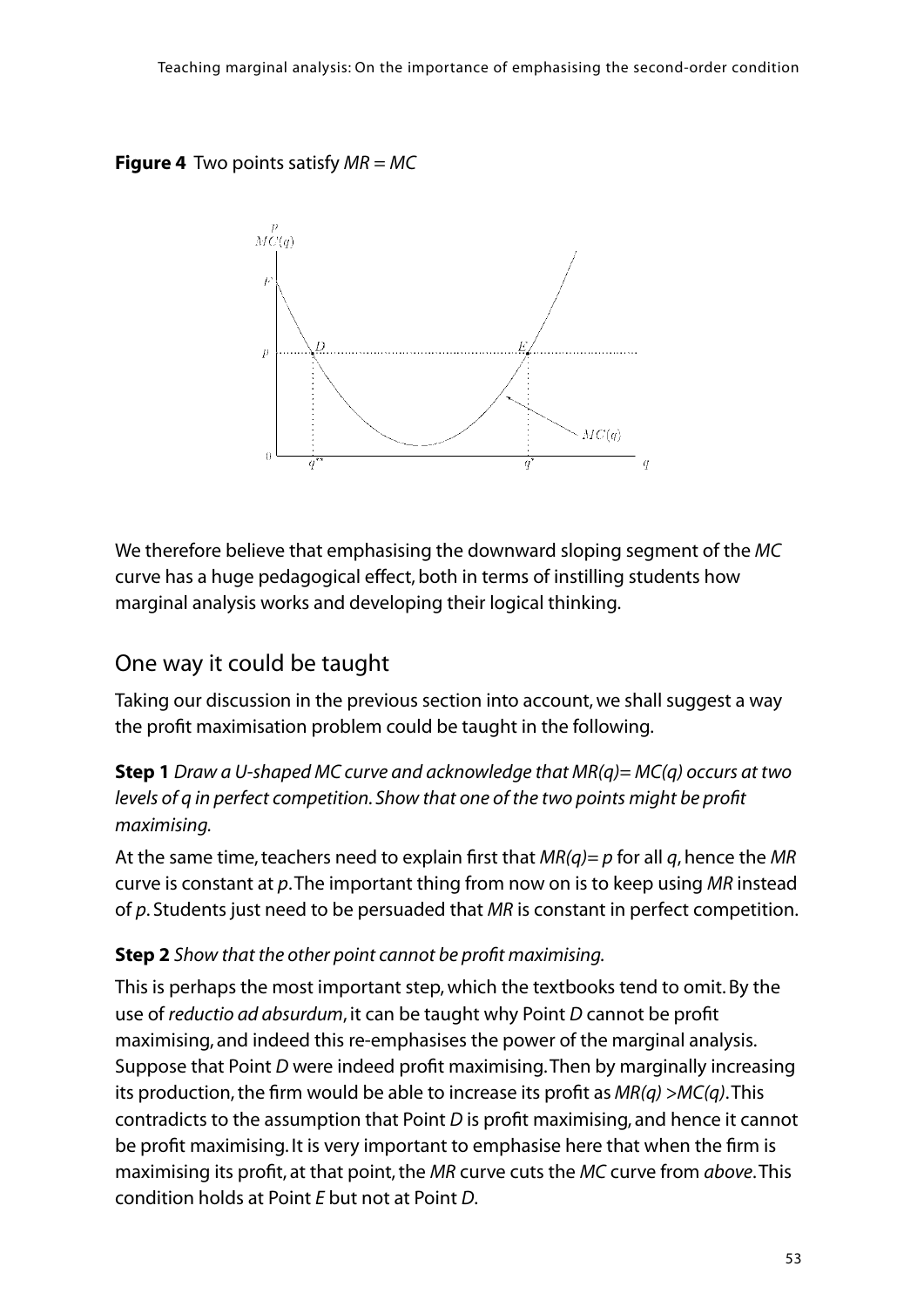**Figure 4** Two points satisfy $MR = MC$

We therefore believe that emphasising the downward sloping segment of the *MC* curve has a huge pedagogical effect, both in terms of instilling students how marginal analysis works and developing their logical thinking.

## One way it could be taught

Taking our discussion in the previous section into account, we shall suggest a way the profit maximisation problem could be taught in the following.

**Step 1** *Draw a U-shaped MC curve and acknowledge that MR(q)= MC(q) occurs at two levels of q in perfect competition. Show that one of the two points might be profit maximising.*

At the same time, teachers need to explain first that $MR(q)= p$ for all $q$, hence the *MR* curve is constant at $p$. The important thing from now on is to keep using *MR* instead of $p$. Students just need to be persuaded that *MR* is constant in perfect competition.

**Step 2** *Show that the other point cannot be profit maximising.*

This is perhaps the most important step, which the textbooks tend to omit. By the use of *reductio ad absurdum*, it can be taught why Point *D* cannot be profit maximising, and indeed this re-emphasises the power of the marginal analysis. Suppose that Point *D* were indeed profit maximising. Then by marginally increasing its production, the firm would be able to increase its profit as $MR(q) > MC(q)$. This contradicts to the assumption that Point *D* is profit maximising, and hence it cannot be profit maximising. It is very important to emphasise here that when the firm is maximising its profit, at that point, the *MR* curve cuts the *MC* curve from *above*. This condition holds at Point *E* but not at Point *D*.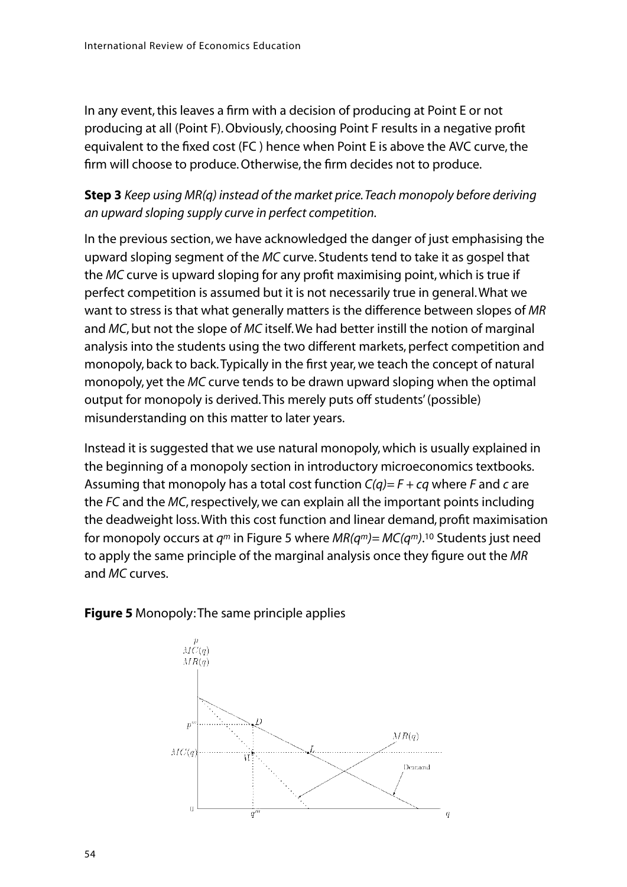In any event, this leaves a firm with a decision of producing at Point E or not producing at all (Point F). Obviously, choosing Point F results in a negative profit equivalent to the fixed cost (FC ) hence when Point E is above the AVC curve, the firm will choose to produce. Otherwise, the firm decides not to produce.

**Step 3** *Keep using MR(q) instead of the market price. Teach monopoly before deriving an upward sloping supply curve in perfect competition.*

In the previous section, we have acknowledged the danger of just emphasising the upward sloping segment of the *MC* curve. Students tend to take it as gospel that the *MC* curve is upward sloping for any profit maximising point, which is true if perfect competition is assumed but it is not necessarily true in general. What we want to stress is that what generally matters is the difference between slopes of *MR* and *MC*, but not the slope of *MC* itself. We had better instill the notion of marginal analysis into the students using the two different markets, perfect competition and monopoly, back to back. Typically in the first year, we teach the concept of natural monopoly, yet the *MC* curve tends to be drawn upward sloping when the optimal output for monopoly is derived. This merely puts off students' (possible) misunderstanding on this matter to later years.

Instead it is suggested that we use natural monopoly, which is usually explained in the beginning of a monopoly section in introductory microeconomics textbooks. Assuming that monopoly has a total cost function $C(q) = F + cq$ where $F$ and $c$ are the *FC* and the *MC*, respectively, we can explain all the important points including the deadweight loss. With this cost function and linear demand, profit maximisation for monopoly occurs at $q^m$ in Figure 5 where $MR(q^m) = MC(q^m)$.[10] Students just need to apply the same principle of the marginal analysis once they figure out the *MR* and *MC* curves.

**Figure 5** Monopoly: The same principle applies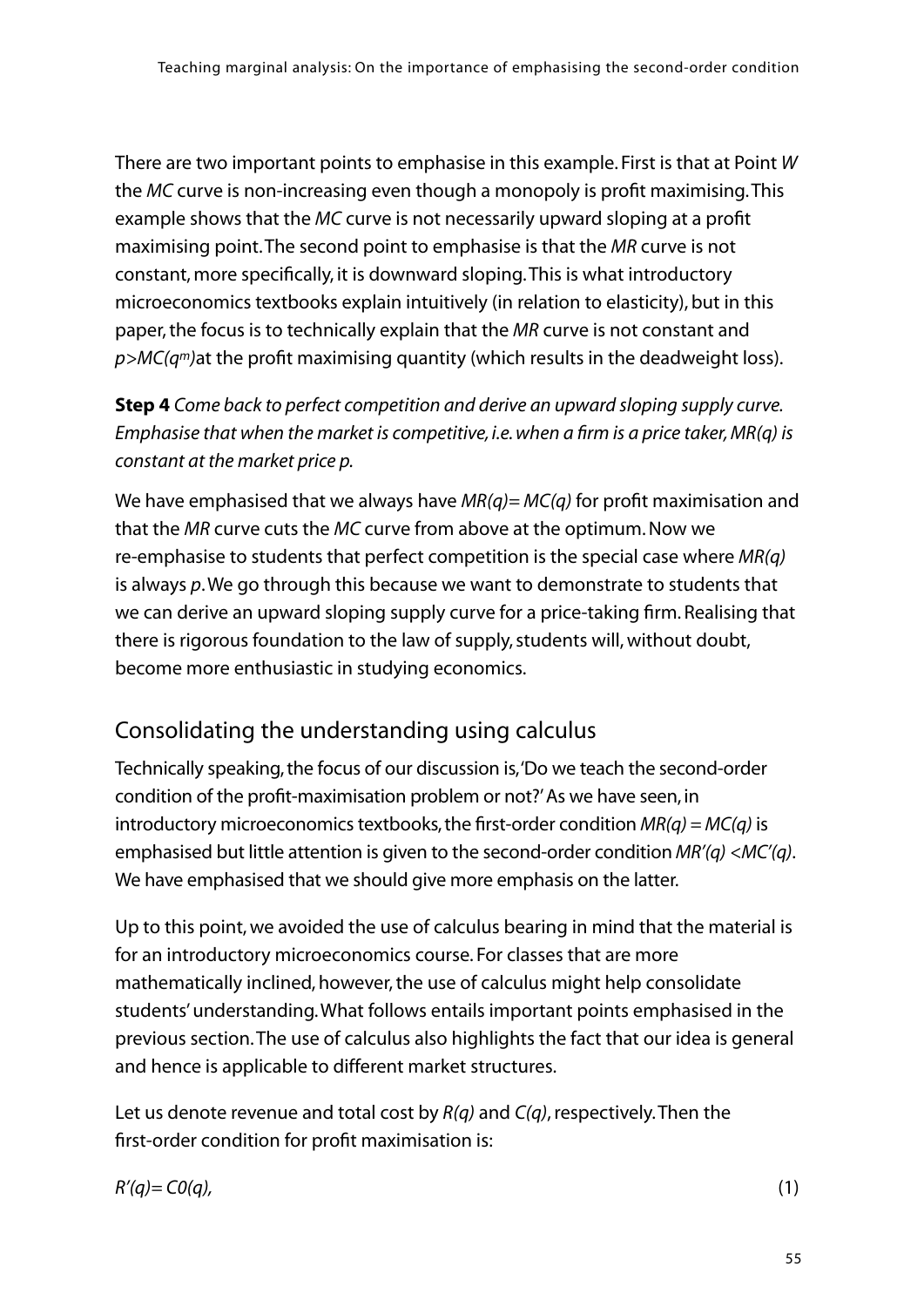There are two important points to emphasise in this example. First is that at Point $W$ the $MC$ curve is non-increasing even though a monopoly is profit maximising. This example shows that the $MC$ curve is not necessarily upward sloping at a profit maximising point. The second point to emphasise is that the $MR$ curve is not constant, more specifically, it is downward sloping. This is what introductory microeconomics textbooks explain intuitively (in relation to elasticity), but in this paper, the focus is to technically explain that the $MR$ curve is not constant and $p>MC(q^m)$at the profit maximising quantity (which results in the deadweight loss).

**Step 4** *Come back to perfect competition and derive an upward sloping supply curve. Emphasise that when the market is competitive, i.e. when a firm is a price taker, MR(q) is constant at the market price p.*

We have emphasised that we always have $MR(q)= MC(q)$ for profit maximisation and that the $MR$ curve cuts the $MC$ curve from above at the optimum. Now we re-emphasise to students that perfect competition is the special case where $MR(q)$ is always $p$. We go through this because we want to demonstrate to students that we can derive an upward sloping supply curve for a price-taking firm. Realising that there is rigorous foundation to the law of supply, students will, without doubt, become more enthusiastic in studying economics.

## Consolidating the understanding using calculus

Technically speaking, the focus of our discussion is, 'Do we teach the second-order condition of the profit-maximisation problem or not?' As we have seen, in introductory microeconomics textbooks, the first-order condition $MR(q) = MC(q)$ is emphasised but little attention is given to the second-order condition $MR'(q) <MC'(q)$. We have emphasised that we should give more emphasis on the latter.

Up to this point, we avoided the use of calculus bearing in mind that the material is for an introductory microeconomics course. For classes that are more mathematically inclined, however, the use of calculus might help consolidate students' understanding. What follows entails important points emphasised in the previous section. The use of calculus also highlights the fact that our idea is general and hence is applicable to different market structures.

Let us denote revenue and total cost by $R(q)$ and $C(q)$, respectively. Then the first-order condition for profit maximisation is:

$$R'(q)= C0(q), \tag{1}$$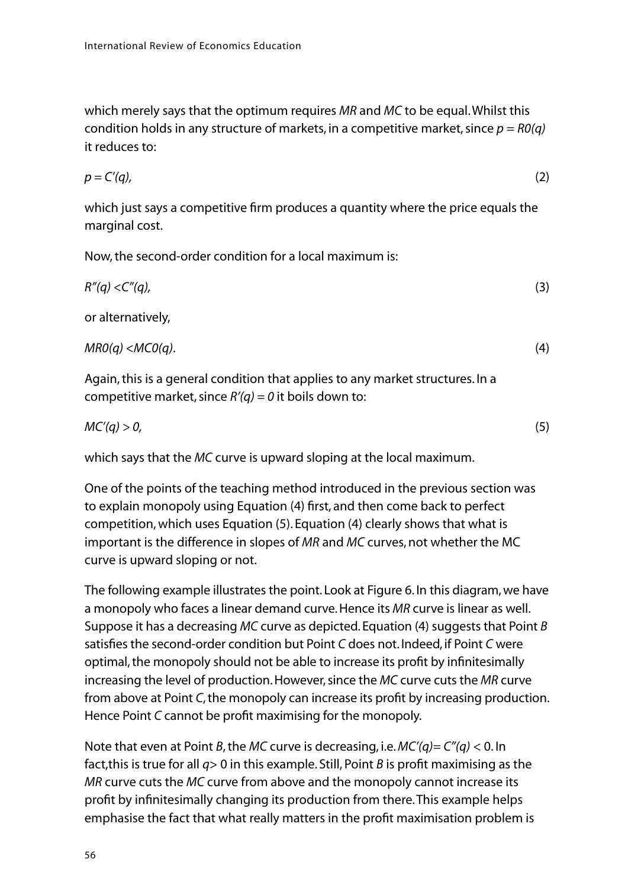which merely says that the optimum requires *MR* and *MC* to be equal. Whilst this condition holds in any structure of markets, in a competitive market, since $p = R0(q)$ it reduces to:

$$p = C'(q), \tag{2}$$

which just says a competitive firm produces a quantity where the price equals the marginal cost.

Now, the second-order condition for a local maximum is:

$$R''(q) < C''(q), \tag{3}$$

or alternatively,

$$MR0(q) < MC0(q). \tag{4}$$

Again, this is a general condition that applies to any market structures. In a competitive market, since $R'(q) = 0$ it boils down to:

$$MC'(q) > 0, \tag{5}$$

which says that the *MC* curve is upward sloping at the local maximum.

One of the points of the teaching method introduced in the previous section was to explain monopoly using Equation (4) first, and then come back to perfect competition, which uses Equation (5). Equation (4) clearly shows that what is important is the difference in slopes of *MR* and *MC* curves, not whether the MC curve is upward sloping or not.

The following example illustrates the point. Look at Figure 6. In this diagram, we have a monopoly who faces a linear demand curve. Hence its *MR* curve is linear as well. Suppose it has a decreasing *MC* curve as depicted. Equation (4) suggests that Point *B* satisfies the second-order condition but Point *C* does not. Indeed, if Point *C* were optimal, the monopoly should not be able to increase its profit by infinitesimally increasing the level of production. However, since the *MC* curve cuts the *MR* curve from above at Point *C*, the monopoly can increase its profit by increasing production. Hence Point *C* cannot be profit maximising for the monopoly.

Note that even at Point *B*, the *MC* curve is decreasing, i.e. $MC'(q) = C''(q) < 0$. In fact, this is true for all $q > 0$ in this example. Still, Point *B* is profit maximising as the *MR* curve cuts the *MC* curve from above and the monopoly cannot increase its profit by infinitesimally changing its production from there. This example helps emphasise the fact that what really matters in the profit maximisation problem is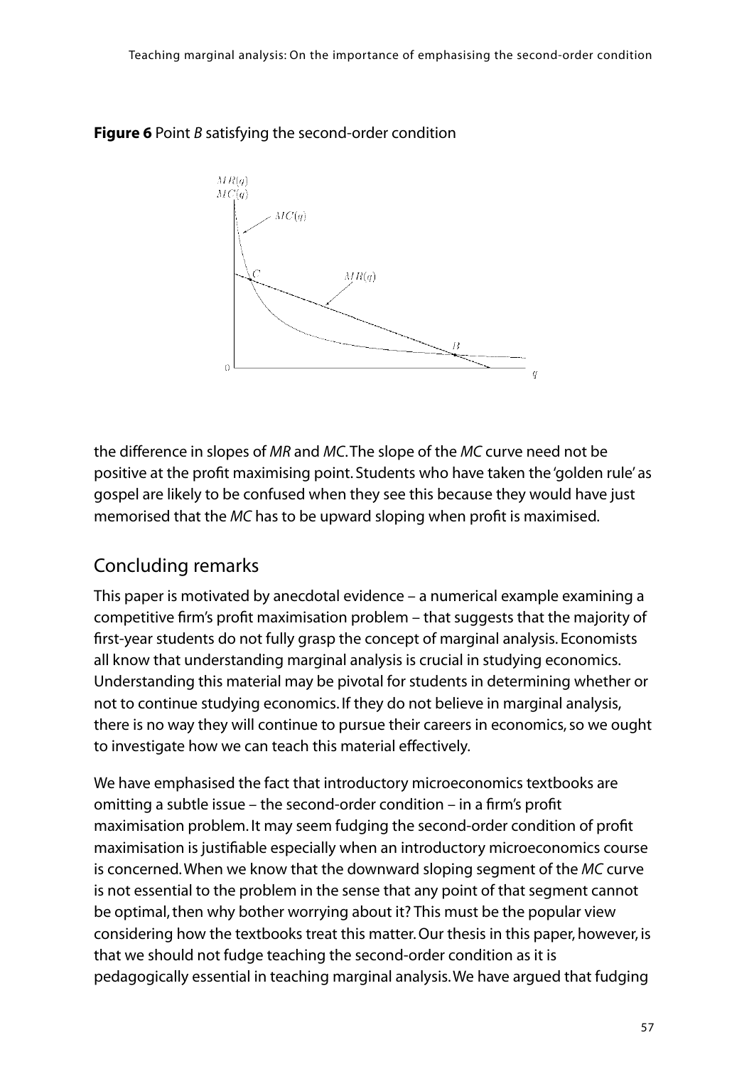**Figure 6** Point *B* satisfying the second-order condition

the difference in slopes of *MR* and *MC*. The slope of the *MC* curve need not be positive at the profit maximising point. Students who have taken the 'golden rule' as gospel are likely to be confused when they see this because they would have just memorised that the *MC* has to be upward sloping when profit is maximised.

## Concluding remarks

This paper is motivated by anecdotal evidence – a numerical example examining a competitive firm's profit maximisation problem – that suggests that the majority of first-year students do not fully grasp the concept of marginal analysis. Economists all know that understanding marginal analysis is crucial in studying economics. Understanding this material may be pivotal for students in determining whether or not to continue studying economics. If they do not believe in marginal analysis, there is no way they will continue to pursue their careers in economics, so we ought to investigate how we can teach this material effectively.

We have emphasised the fact that introductory microeconomics textbooks are omitting a subtle issue – the second-order condition – in a firm's profit maximisation problem. It may seem fudging the second-order condition of profit maximisation is justifiable especially when an introductory microeconomics course is concerned. When we know that the downward sloping segment of the *MC* curve is not essential to the problem in the sense that any point of that segment cannot be optimal, then why bother worrying about it? This must be the popular view considering how the textbooks treat this matter. Our thesis in this paper, however, is that we should not fudge teaching the second-order condition as it is pedagogically essential in teaching marginal analysis. We have argued that fudging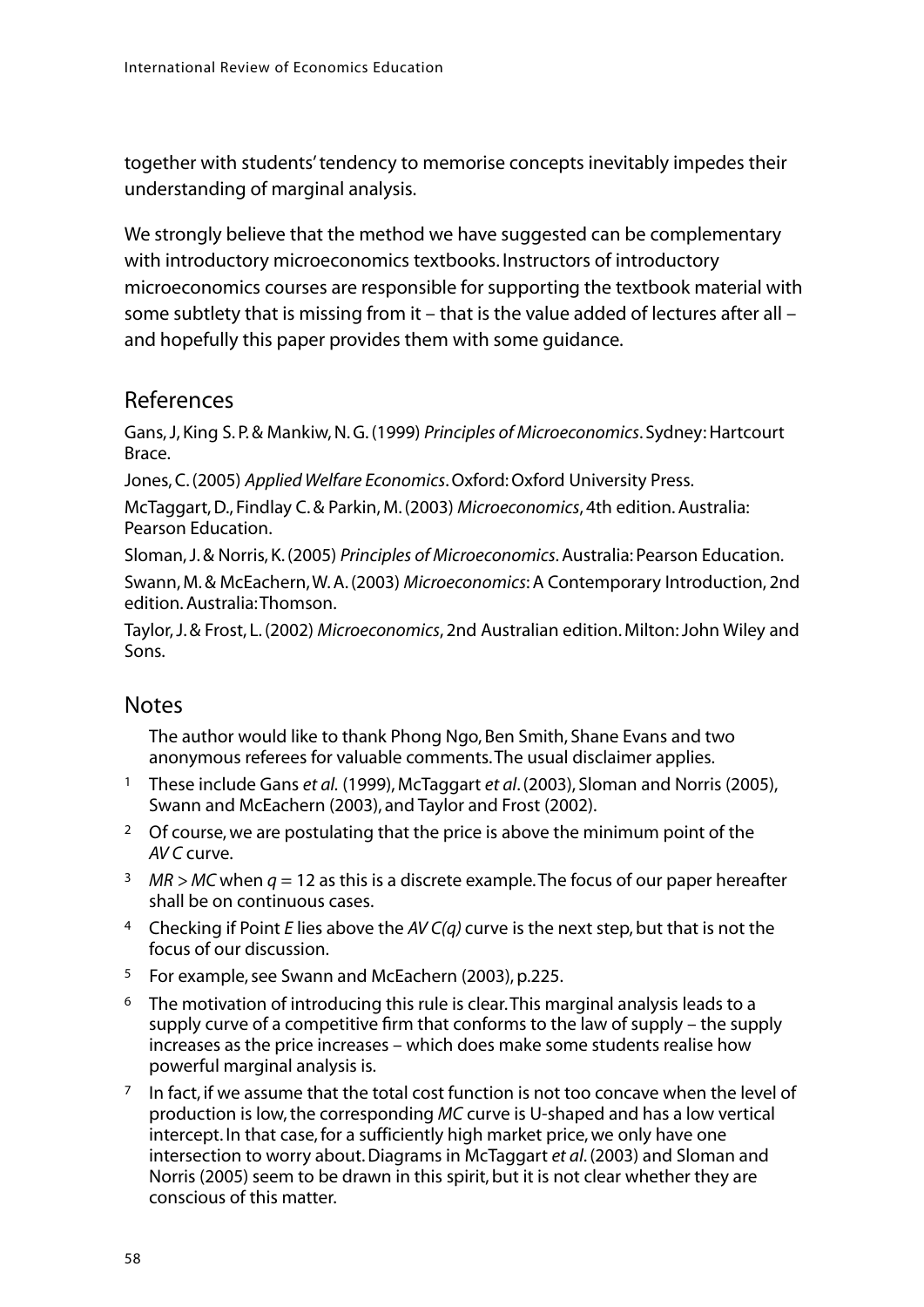together with students' tendency to memorise concepts inevitably impedes their understanding of marginal analysis.

We strongly believe that the method we have suggested can be complementary with introductory microeconomics textbooks. Instructors of introductory microeconomics courses are responsible for supporting the textbook material with some subtlety that is missing from it – that is the value added of lectures after all – and hopefully this paper provides them with some guidance.

## References

Gans, J, King S. P. & Mankiw, N. G. (1999) *Principles of Microeconomics*. Sydney: Hartcourt Brace.

Jones, C. (2005) *Applied Welfare Economics*. Oxford: Oxford University Press.

McTaggart, D., Findlay C. & Parkin, M. (2003) *Microeconomics*, 4th edition. Australia: Pearson Education.

Sloman, J. & Norris, K. (2005) *Principles of Microeconomics*. Australia: Pearson Education.

Swann, M. & McEachern, W. A. (2003) *Microeconomics*: A Contemporary Introduction, 2nd edition. Australia: Thomson.

Taylor, J. & Frost, L. (2002) *Microeconomics*, 2nd Australian edition. Milton: John Wiley and Sons.

## Notes

The author would like to thank Phong Ngo, Ben Smith, Shane Evans and two anonymous referees for valuable comments. The usual disclaimer applies.

1. These include Gans *et al.* (1999), McTaggart *et al*. (2003), Sloman and Norris (2005), Swann and McEachern (2003), and Taylor and Frost (2002).
2. Of course, we are postulating that the price is above the minimum point of the $AVC$ curve.
3. $MR > MC$ when $q = 12$ as this is a discrete example. The focus of our paper hereafter shall be on continuous cases.
4. Checking if Point $E$ lies above the $AVC(q)$ curve is the next step, but that is not the focus of our discussion.
5. For example, see Swann and McEachern (2003), p.225.
6. The motivation of introducing this rule is clear. This marginal analysis leads to a supply curve of a competitive firm that conforms to the law of supply – the supply increases as the price increases – which does make some students realise how powerful marginal analysis is.
7. In fact, if we assume that the total cost function is not too concave when the level of production is low, the corresponding $MC$ curve is U-shaped and has a low vertical intercept. In that case, for a sufficiently high market price, we only have one intersection to worry about. Diagrams in McTaggart *et al*. (2003) and Sloman and Norris (2005) seem to be drawn in this spirit, but it is not clear whether they are conscious of this matter.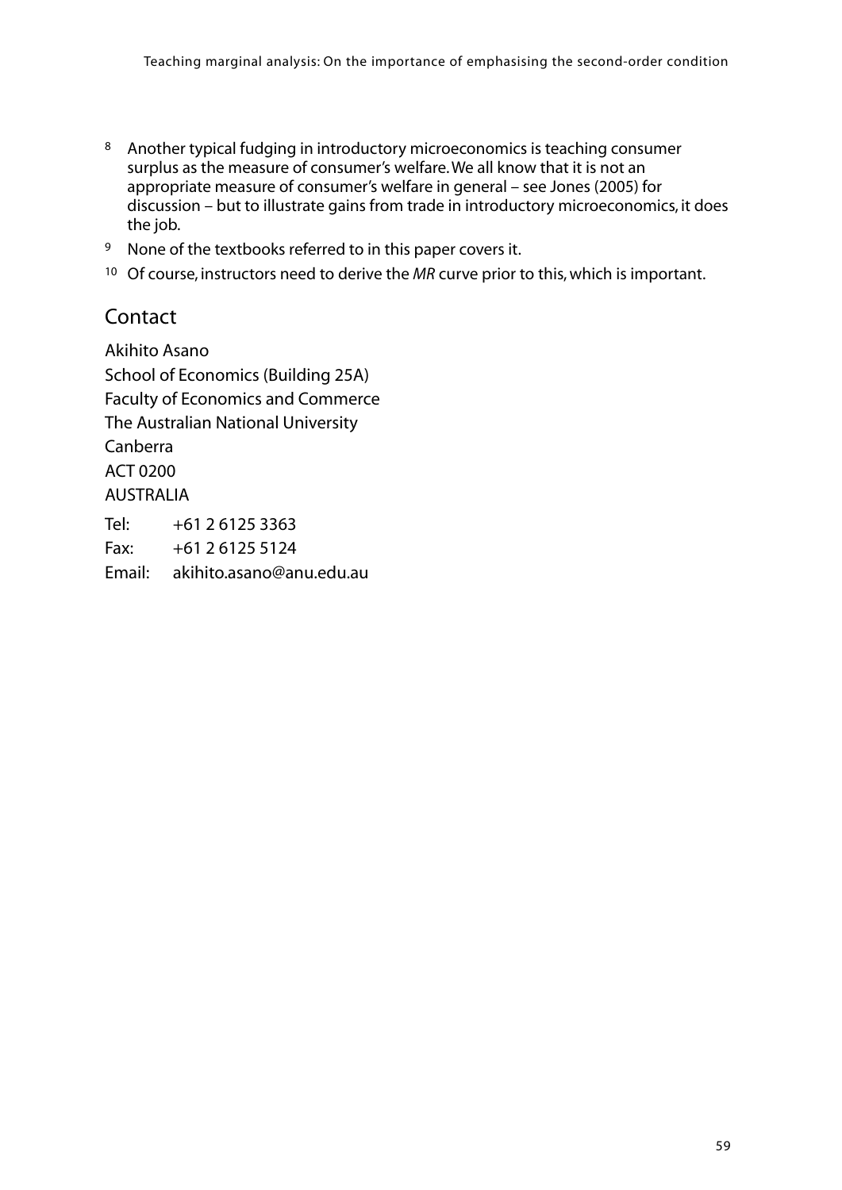8 Another typical fudging in introductory microeconomics is teaching consumer surplus as the measure of consumer's welfare. We all know that it is not an appropriate measure of consumer's welfare in general – see Jones (2005) for discussion – but to illustrate gains from trade in introductory microeconomics, it does the job.

9 None of the textbooks referred to in this paper covers it.

10 Of course, instructors need to derive the *MR* curve prior to this, which is important.

## Contact

Akihito Asano
School of Economics (Building 25A)
Faculty of Economics and Commerce
The Australian National University
Canberra
ACT 0200
AUSTRALIA

Tel: +61 2 6125 3363
Fax: +61 2 6125 5124
Email: akihito.asano@anu.edu.au